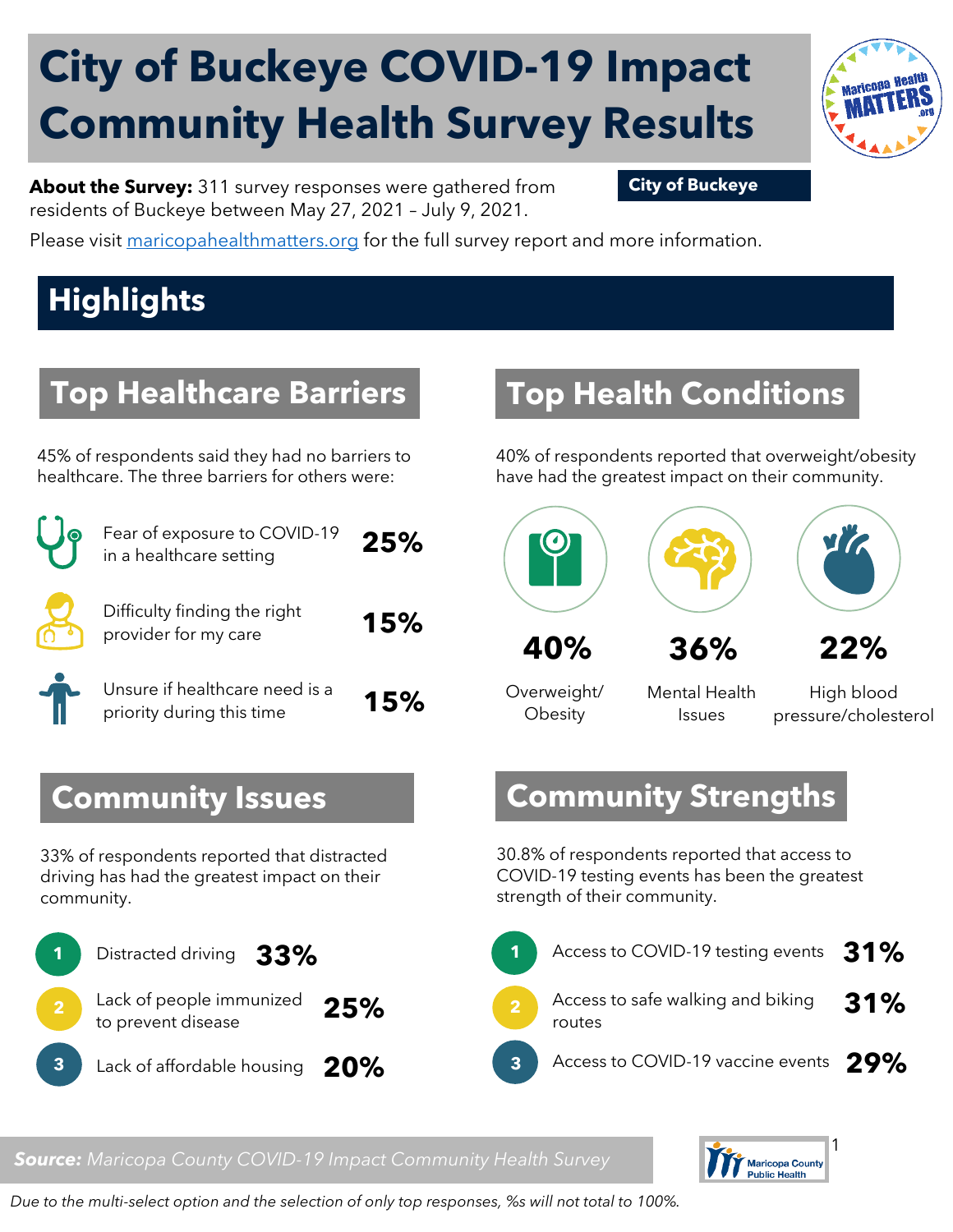# City of Buckeye COVID-19 Impact Community Health Survey Results

**About the Survey:** 311 survey responses were gathered from residents of Buckeye between May 27, 2021 – July 9, 2021.

**City of Buckeye**

Please visit maricopahealthmatters.org for the full survey report and more information.

## Highlights

### Top Healthcare Barriers

45% of respondents said they had no barriers to healthcare. The three barriers for others were:

- Fear of exposure to COVID-19 in a healthcare setting **25%**
- Difficulty finding the right provider for my care **15%**
- Unsure if healthcare need is a priority during this time **15%**

### Top Health Conditions

40% of respondents reported that overweight/obesity have had the greatest impact on their community.

- **40%** Overweight/ Obesity
- **36%** Mental Health Issues
- **22%** High blood pressure/cholesterol

### Community Issues

33% of respondents reported that distracted driving has had the greatest impact on their community.

1. Distracted driving **33%**
2. Lack of people immunized to prevent disease **25%**
3. Lack of affordable housing **20%**

### Community Strengths

30.8% of respondents reported that access to COVID-19 testing events has been the greatest strength of their community.

1. Access to COVID-19 testing events **31%**
2. Access to safe walking and biking routes **31%**
3. Access to COVID-19 vaccine events **29%**

***Source:*** *Maricopa County COVID-19 Impact Community Health Survey*

*Due to the multi-select option and the selection of only top responses, %s will not total to 100%.*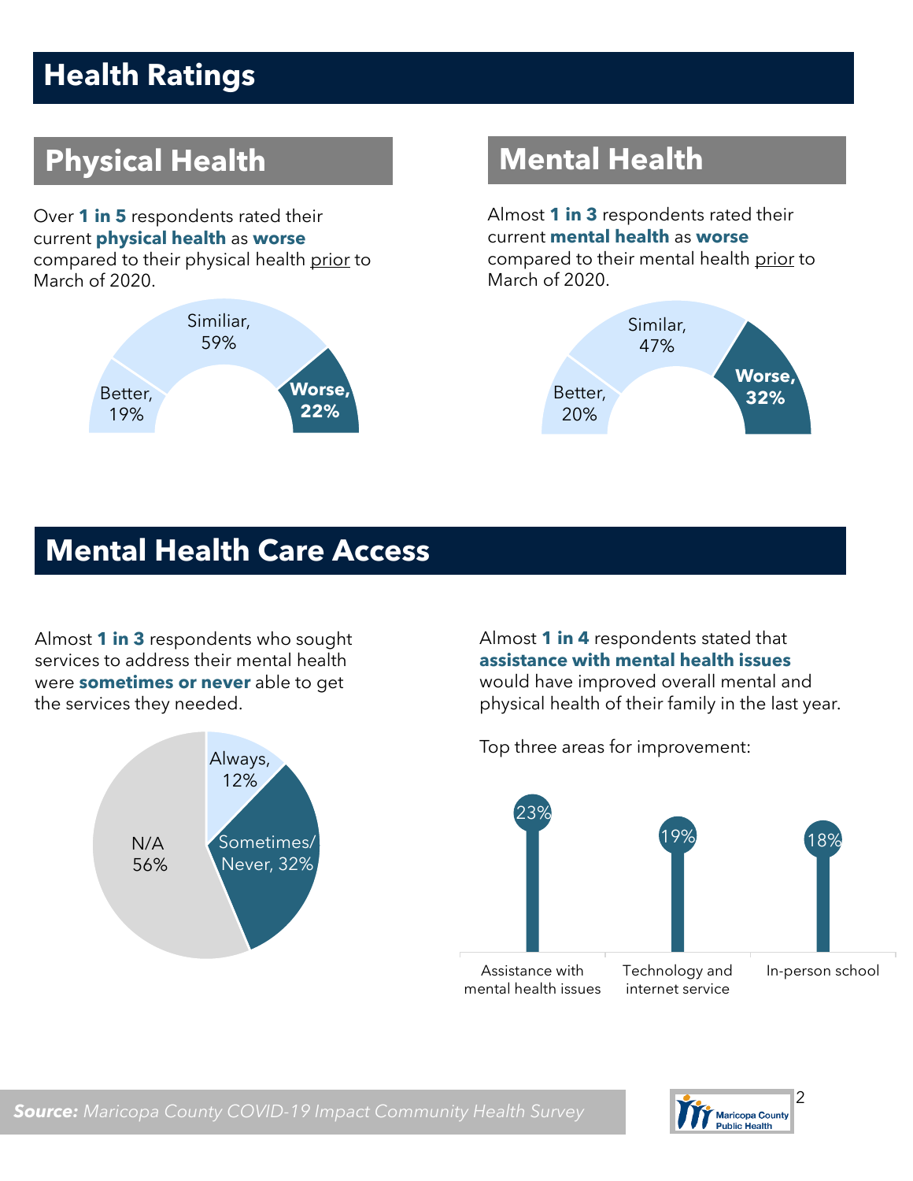# Health Ratings

## Physical Health

Over **1 in 5** respondents rated their current **physical health** as **worse** compared to their physical health prior to March of 2020.

Similiar, 59%

Better, 19%

**Worse, 22%**

## Mental Health

Almost **1 in 3** respondents rated their current **mental health** as **worse** compared to their mental health prior to March of 2020.

Similar, 47%

Better, 20%

**Worse, 32%**

# Mental Health Care Access

Almost **1 in 3** respondents who sought services to address their mental health were **sometimes or never** able to get the services they needed.

Always, 12%

Sometimes/Never, 32%

N/A 56%

Almost **1 in 4** respondents stated that **assistance with mental health issues** would have improved overall mental and physical health of their family in the last year.

Top three areas for improvement:

| Area | Percent |
| --- | --- |
| Assistance with mental health issues | 23% |
| Technology and internet service | 19% |
| In-person school | 18% |

***Source:*** *Maricopa County COVID-19 Impact Community Health Survey*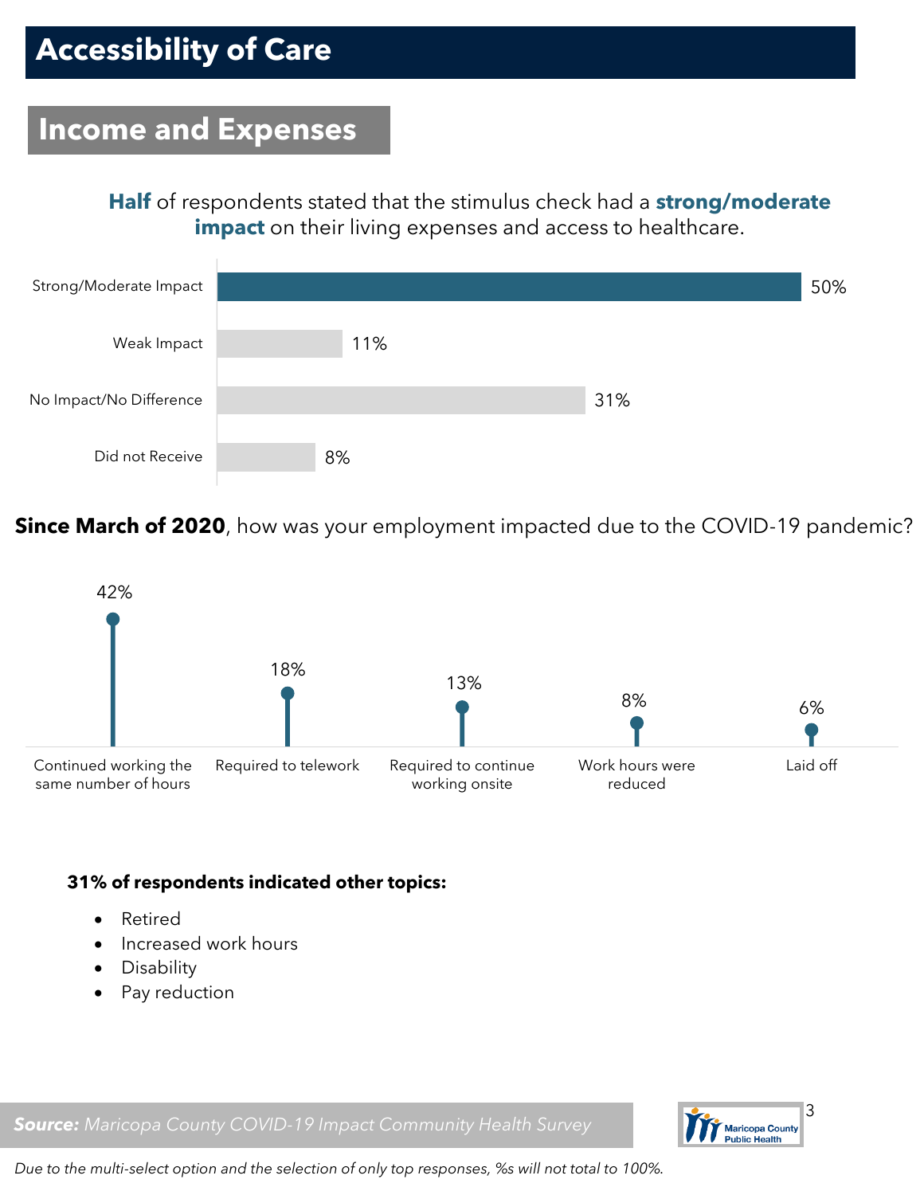# Accessibility of Care

## Income and Expenses

**Half** of respondents stated that the stimulus check had a **strong/moderate impact** on their living expenses and access to healthcare.

| Response | Percent |
|---|---|
| Strong/Moderate Impact | 50% |
| Weak Impact | 11% |
| No Impact/No Difference | 31% |
| Did not Receive | 8% |

**Since March of 2020**, how was your employment impacted due to the COVID-19 pandemic?

| Response | Percent |
|---|---|
| Continued working the same number of hours | 42% |
| Required to telework | 18% |
| Required to continue working onsite | 13% |
| Work hours were reduced | 8% |
| Laid off | 6% |

**31% of respondents indicated other topics:**

- Retired
- Increased work hours
- Disability
- Pay reduction

***Source:*** *Maricopa County COVID-19 Impact Community Health Survey*

*Due to the multi-select option and the selection of only top responses, %s will not total to 100%.*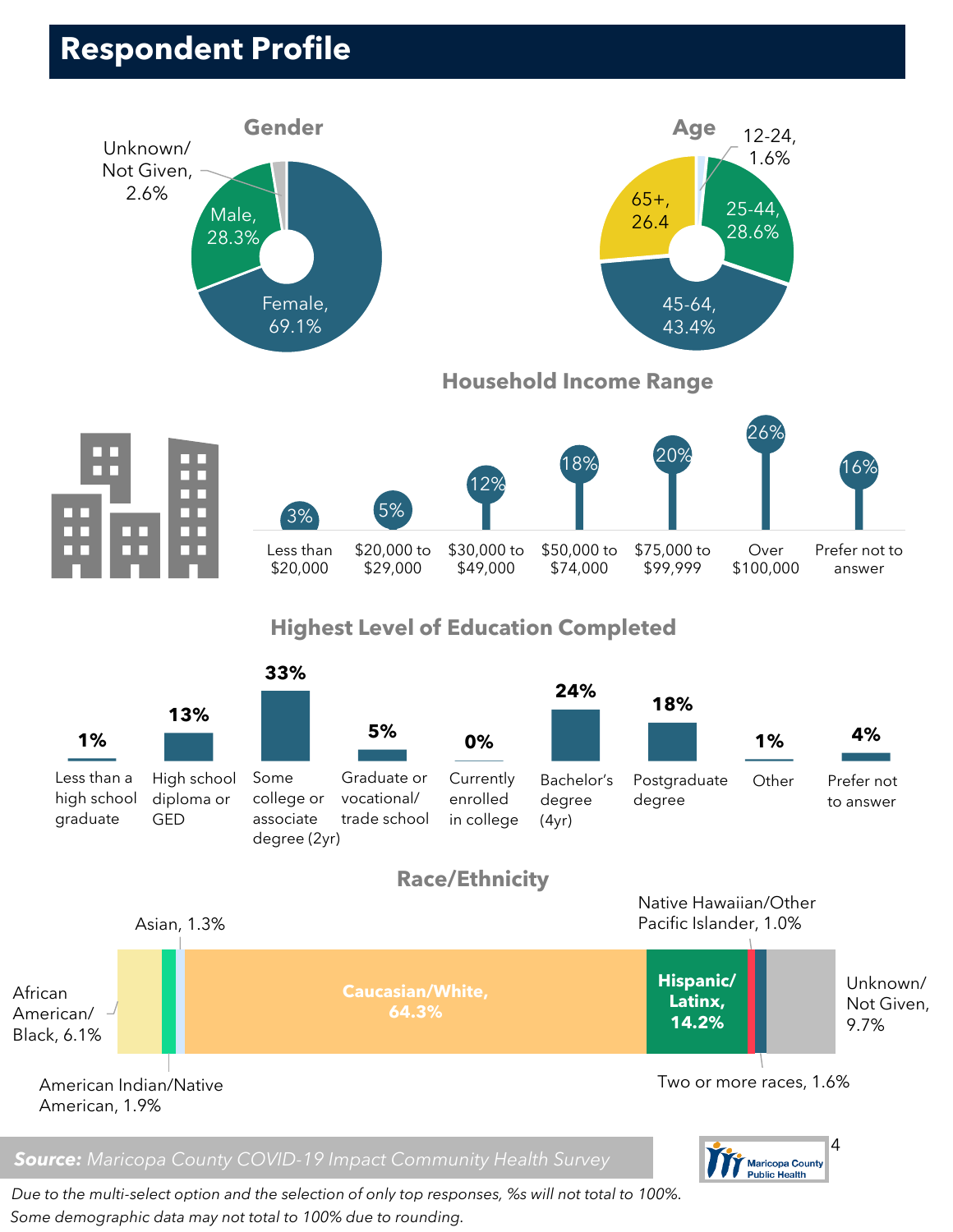# Respondent Profile

### Gender

Unknown/ Not Given, 2.6%

Male, 28.3%

Female, 69.1%

### Age

12-24, 1.6%

25-44, 28.6%

45-64, 43.4%

65+, 26.4

### Household Income Range

3%
Less than $20,000

5%
$20,000 to $29,000

12%
$30,000 to $49,000

18%
$50,000 to $74,000

20%
$75,000 to $99,999

26%
Over $100,000

16%
Prefer not to answer

### Highest Level of Education Completed

1%
Less than a high school graduate

13%
High school diploma or GED

33%
Some college or associate degree (2yr)

5%
Graduate or vocational/ trade school

0%
Currently enrolled in college

24%
Bachelor's degree (4yr)

18%
Postgraduate degree

1%
Other

4%
Prefer not to answer

### Race/Ethnicity

African American/ Black, 6.1%

American Indian/Native American, 1.9%

Asian, 1.3%

Caucasian/White, 64.3%

Hispanic/ Latinx, 14.2%

Native Hawaiian/Other Pacific Islander, 1.0%

Two or more races, 1.6%

Unknown/ Not Given, 9.7%

***Source:*** *Maricopa County COVID-19 Impact Community Health Survey*

Maricopa County Public Health

*Due to the multi-select option and the selection of only top responses, %s will not total to 100%.*
*Some demographic data may not total to 100% due to rounding.*